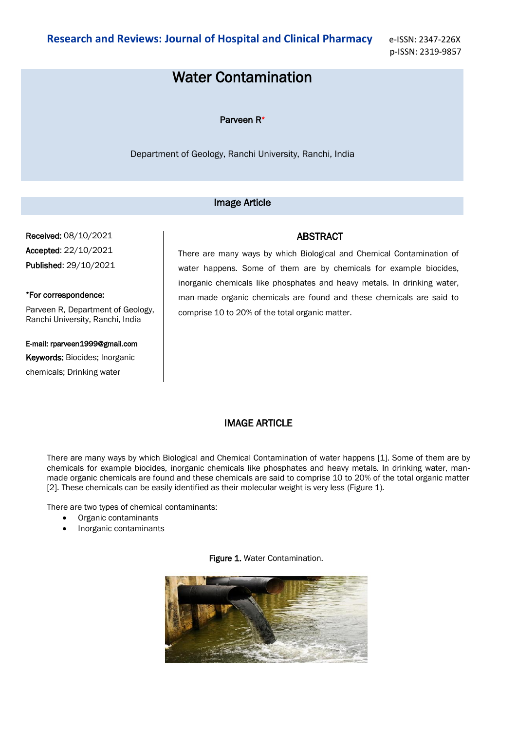# Water Contamination

**Parveen R***

Department of Geology, Ranchi University, Ranchi, India

## Image Article

**Received:** 08/10/2021

**Accepted:** 22/10/2021

**Published:** 29/10/2021

***For correspondence:**

Parveen R, Department of Geology, Ranchi University, Ranchi, India

**E-mail:** rparveen1999@gmail.com

**Keywords:** Biocides; Inorganic chemicals; Drinking water

## ABSTRACT

There are many ways by which Biological and Chemical Contamination of water happens. Some of them are by chemicals for example biocides, inorganic chemicals like phosphates and heavy metals. In drinking water, man-made organic chemicals are found and these chemicals are said to comprise 10 to 20% of the total organic matter.

## IMAGE ARTICLE

There are many ways by which Biological and Chemical Contamination of water happens [1]. Some of them are by chemicals for example biocides, inorganic chemicals like phosphates and heavy metals. In drinking water, man-made organic chemicals are found and these chemicals are said to comprise 10 to 20% of the total organic matter [2]. These chemicals can be easily identified as their molecular weight is very less (Figure 1).

There are two types of chemical contaminants:

- Organic contaminants
- Inorganic contaminants

**Figure 1.** Water Contamination.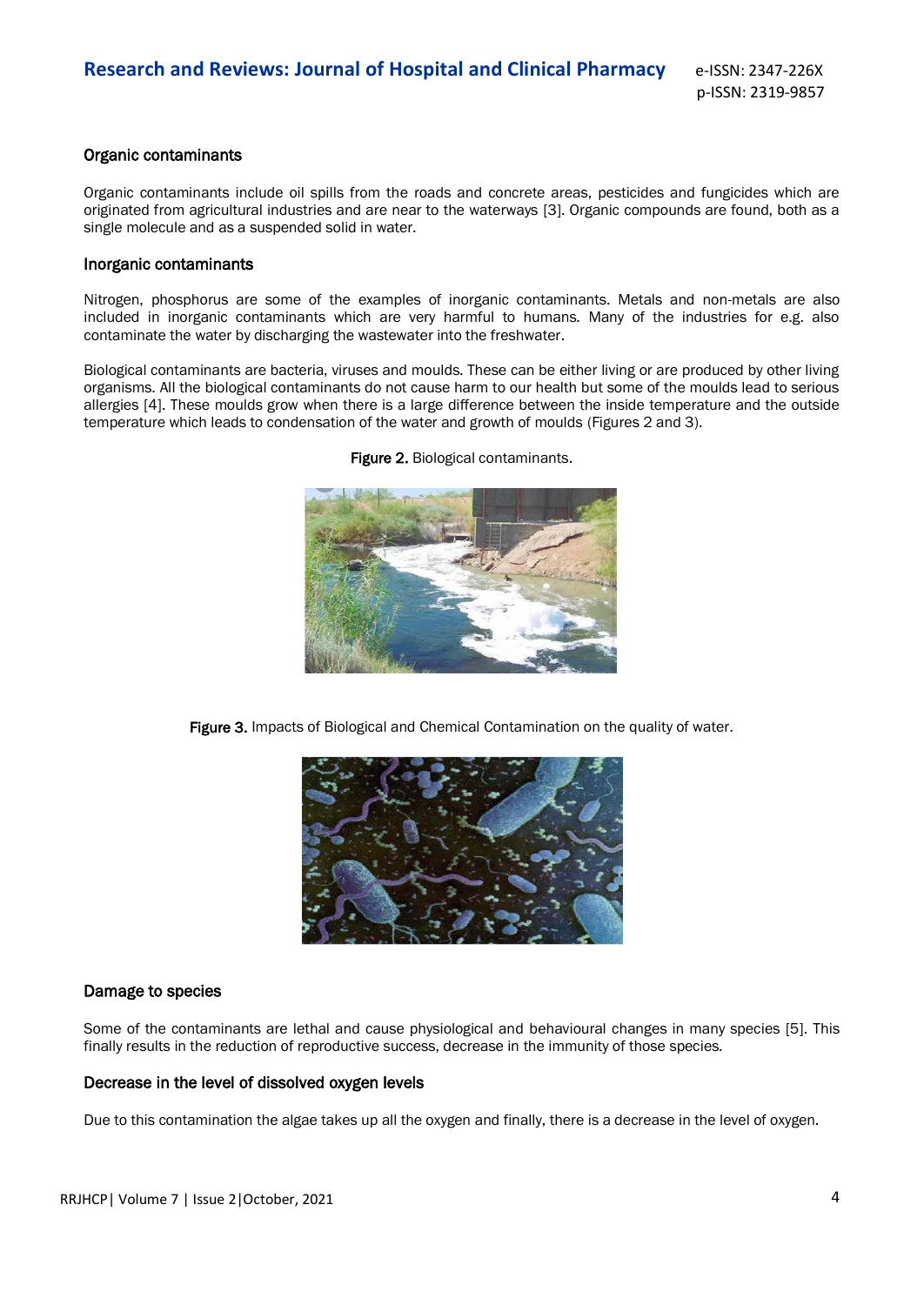### Organic contaminants

Organic contaminants include oil spills from the roads and concrete areas, pesticides and fungicides which are originated from agricultural industries and are near to the waterways [3]. Organic compounds are found, both as a single molecule and as a suspended solid in water.

### Inorganic contaminants

Nitrogen, phosphorus are some of the examples of inorganic contaminants. Metals and non-metals are also included in inorganic contaminants which are very harmful to humans. Many of the industries for e.g. also contaminate the water by discharging the wastewater into the freshwater.

Biological contaminants are bacteria, viruses and moulds. These can be either living or are produced by other living organisms. All the biological contaminants do not cause harm to our health but some of the moulds lead to serious allergies [4]. These moulds grow when there is a large difference between the inside temperature and the outside temperature which leads to condensation of the water and growth of moulds (Figures 2 and 3).

**Figure 2.** Biological contaminants.

**Figure 3.** Impacts of Biological and Chemical Contamination on the quality of water.

### Damage to species

Some of the contaminants are lethal and cause physiological and behavioural changes in many species [5]. This finally results in the reduction of reproductive success, decrease in the immunity of those species.

### Decrease in the level of dissolved oxygen levels

Due to this contamination the algae takes up all the oxygen and finally, there is a decrease in the level of oxygen.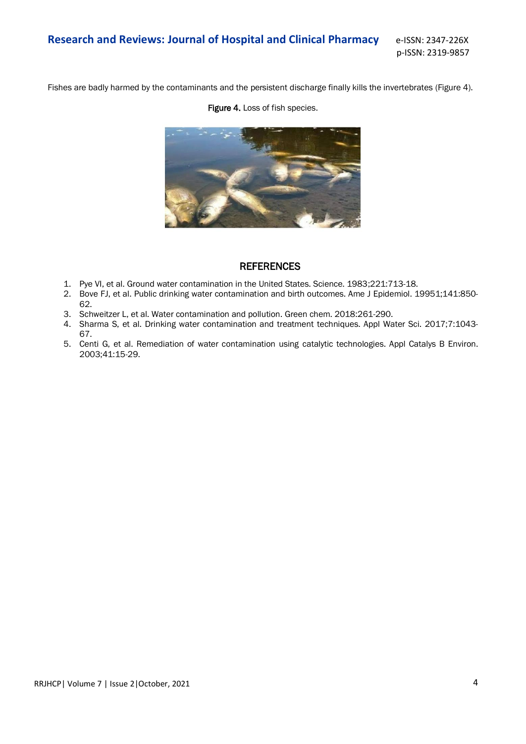Fishes are badly harmed by the contaminants and the persistent discharge finally kills the invertebrates (Figure 4).

**Figure 4.** Loss of fish species.

## REFERENCES

1. Pye VI, et al. Ground water contamination in the United States. Science. 1983;221:713-18.
2. Bove FJ, et al. Public drinking water contamination and birth outcomes. Ame J Epidemiol. 19951;141:850-62.
3. Schweitzer L, et al. Water contamination and pollution. Green chem. 2018:261-290.
4. Sharma S, et al. Drinking water contamination and treatment techniques. Appl Water Sci. 2017;7:1043-67.
5. Centi G, et al. Remediation of water contamination using catalytic technologies. Appl Catalys B Environ. 2003;41:15-29.